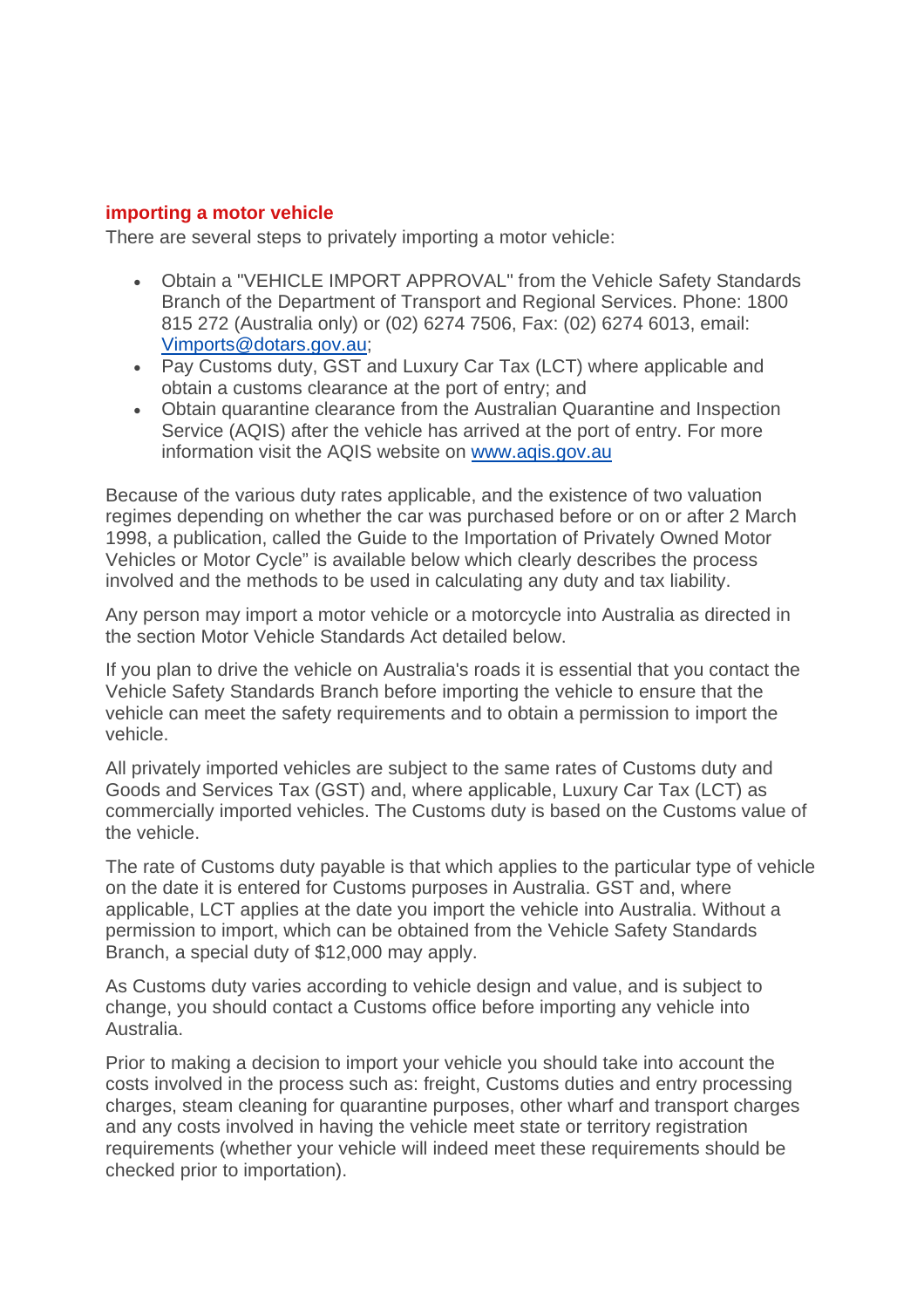## importing a motor vehicle

There are several steps to privately importing a motor vehicle:

- Obtain a "VEHICLE IMPORT APPROVAL" from the Vehicle Safety Standards Branch of the Department of Transport and Regional Services. Phone: 1800 815 272 (Australia only) or (02) 6274 7506, Fax: (02) 6274 6013, email: [Vimports@dotars.gov.au](mailto:Vimports@dotars.gov.au);
- Pay Customs duty, GST and Luxury Car Tax (LCT) where applicable and obtain a customs clearance at the port of entry; and
- Obtain quarantine clearance from the Australian Quarantine and Inspection Service (AQIS) after the vehicle has arrived at the port of entry. For more information visit the AQIS website on [www.aqis.gov.au](http://www.aqis.gov.au)

Because of the various duty rates applicable, and the existence of two valuation regimes depending on whether the car was purchased before or on or after 2 March 1998, a publication, called the Guide to the Importation of Privately Owned Motor Vehicles or Motor Cycle" is available below which clearly describes the process involved and the methods to be used in calculating any duty and tax liability.

Any person may import a motor vehicle or a motorcycle into Australia as directed in the section Motor Vehicle Standards Act detailed below.

If you plan to drive the vehicle on Australia's roads it is essential that you contact the Vehicle Safety Standards Branch before importing the vehicle to ensure that the vehicle can meet the safety requirements and to obtain a permission to import the vehicle.

All privately imported vehicles are subject to the same rates of Customs duty and Goods and Services Tax (GST) and, where applicable, Luxury Car Tax (LCT) as commercially imported vehicles. The Customs duty is based on the Customs value of the vehicle.

The rate of Customs duty payable is that which applies to the particular type of vehicle on the date it is entered for Customs purposes in Australia. GST and, where applicable, LCT applies at the date you import the vehicle into Australia. Without a permission to import, which can be obtained from the Vehicle Safety Standards Branch, a special duty of $12,000 may apply.

As Customs duty varies according to vehicle design and value, and is subject to change, you should contact a Customs office before importing any vehicle into Australia.

Prior to making a decision to import your vehicle you should take into account the costs involved in the process such as: freight, Customs duties and entry processing charges, steam cleaning for quarantine purposes, other wharf and transport charges and any costs involved in having the vehicle meet state or territory registration requirements (whether your vehicle will indeed meet these requirements should be checked prior to importation).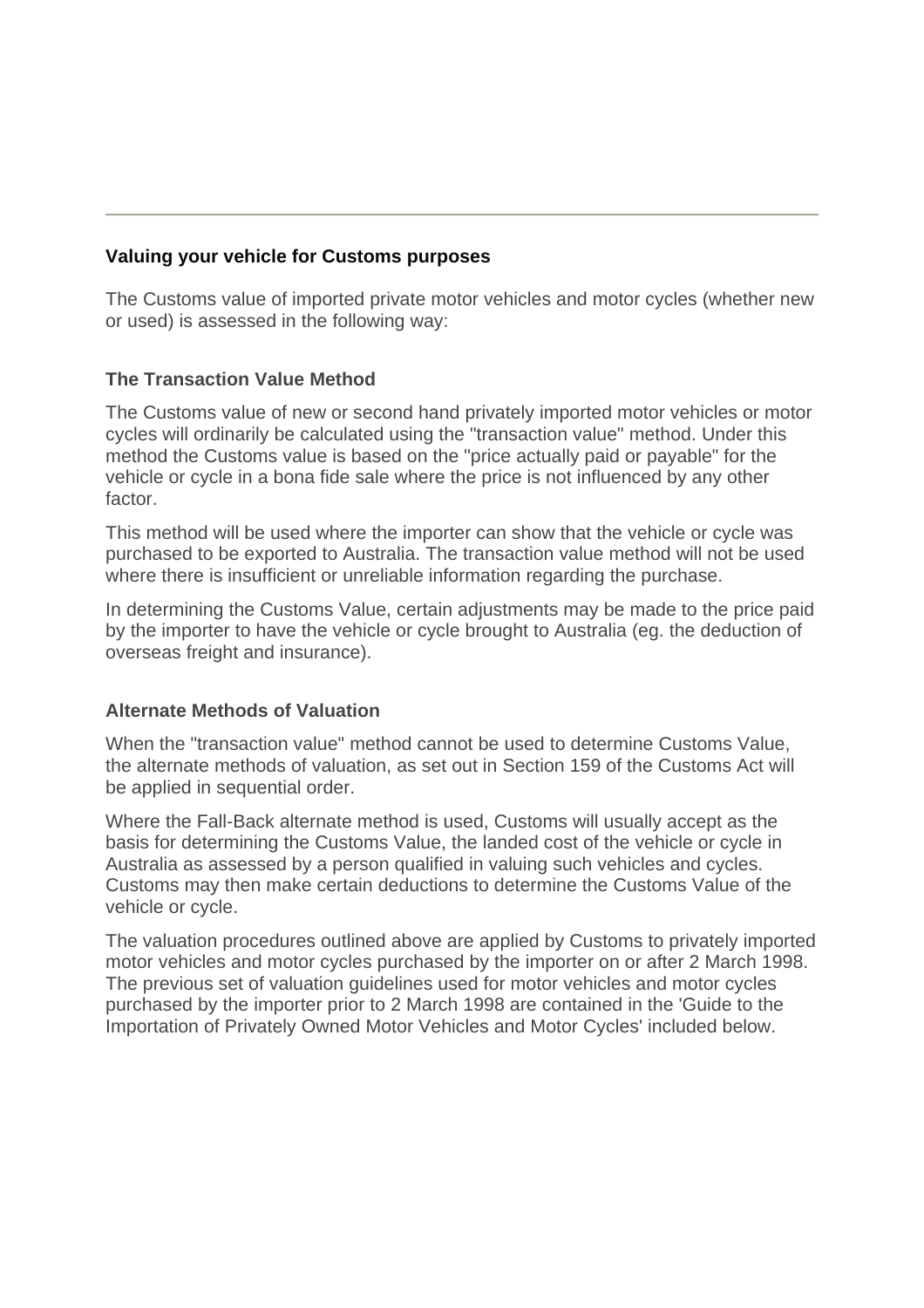---

### Valuing your vehicle for Customs purposes

The Customs value of imported private motor vehicles and motor cycles (whether new or used) is assessed in the following way:

#### The Transaction Value Method

The Customs value of new or second hand privately imported motor vehicles or motor cycles will ordinarily be calculated using the "transaction value" method. Under this method the Customs value is based on the "price actually paid or payable" for the vehicle or cycle in a bona fide sale where the price is not influenced by any other factor.

This method will be used where the importer can show that the vehicle or cycle was purchased to be exported to Australia. The transaction value method will not be used where there is insufficient or unreliable information regarding the purchase.

In determining the Customs Value, certain adjustments may be made to the price paid by the importer to have the vehicle or cycle brought to Australia (eg. the deduction of overseas freight and insurance).

#### Alternate Methods of Valuation

When the "transaction value" method cannot be used to determine Customs Value, the alternate methods of valuation, as set out in Section 159 of the Customs Act will be applied in sequential order.

Where the Fall-Back alternate method is used, Customs will usually accept as the basis for determining the Customs Value, the landed cost of the vehicle or cycle in Australia as assessed by a person qualified in valuing such vehicles and cycles. Customs may then make certain deductions to determine the Customs Value of the vehicle or cycle.

The valuation procedures outlined above are applied by Customs to privately imported motor vehicles and motor cycles purchased by the importer on or after 2 March 1998. The previous set of valuation guidelines used for motor vehicles and motor cycles purchased by the importer prior to 2 March 1998 are contained in the 'Guide to the Importation of Privately Owned Motor Vehicles and Motor Cycles' included below.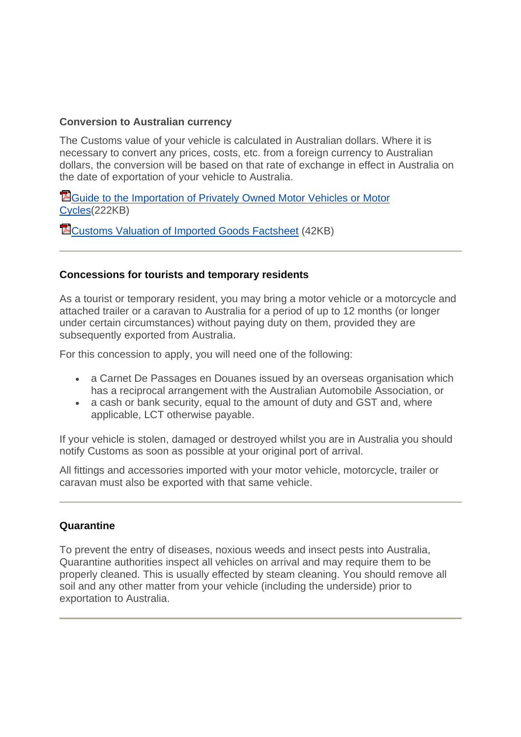**Conversion to Australian currency**

The Customs value of your vehicle is calculated in Australian dollars. Where it is necessary to convert any prices, costs, etc. from a foreign currency to Australian dollars, the conversion will be based on that rate of exchange in effect in Australia on the date of exportation of your vehicle to Australia.

Guide to the Importation of Privately Owned Motor Vehicles or Motor Cycles(222KB)

Customs Valuation of Imported Goods Factsheet (42KB)

---

**Concessions for tourists and temporary residents**

As a tourist or temporary resident, you may bring a motor vehicle or a motorcycle and attached trailer or a caravan to Australia for a period of up to 12 months (or longer under certain circumstances) without paying duty on them, provided they are subsequently exported from Australia.

For this concession to apply, you will need one of the following:

- a Carnet De Passages en Douanes issued by an overseas organisation which has a reciprocal arrangement with the Australian Automobile Association, or
- a cash or bank security, equal to the amount of duty and GST and, where applicable, LCT otherwise payable.

If your vehicle is stolen, damaged or destroyed whilst you are in Australia you should notify Customs as soon as possible at your original port of arrival.

All fittings and accessories imported with your motor vehicle, motorcycle, trailer or caravan must also be exported with that same vehicle.

---

**Quarantine**

To prevent the entry of diseases, noxious weeds and insect pests into Australia, Quarantine authorities inspect all vehicles on arrival and may require them to be properly cleaned. This is usually effected by steam cleaning. You should remove all soil and any other matter from your vehicle (including the underside) prior to exportation to Australia.

---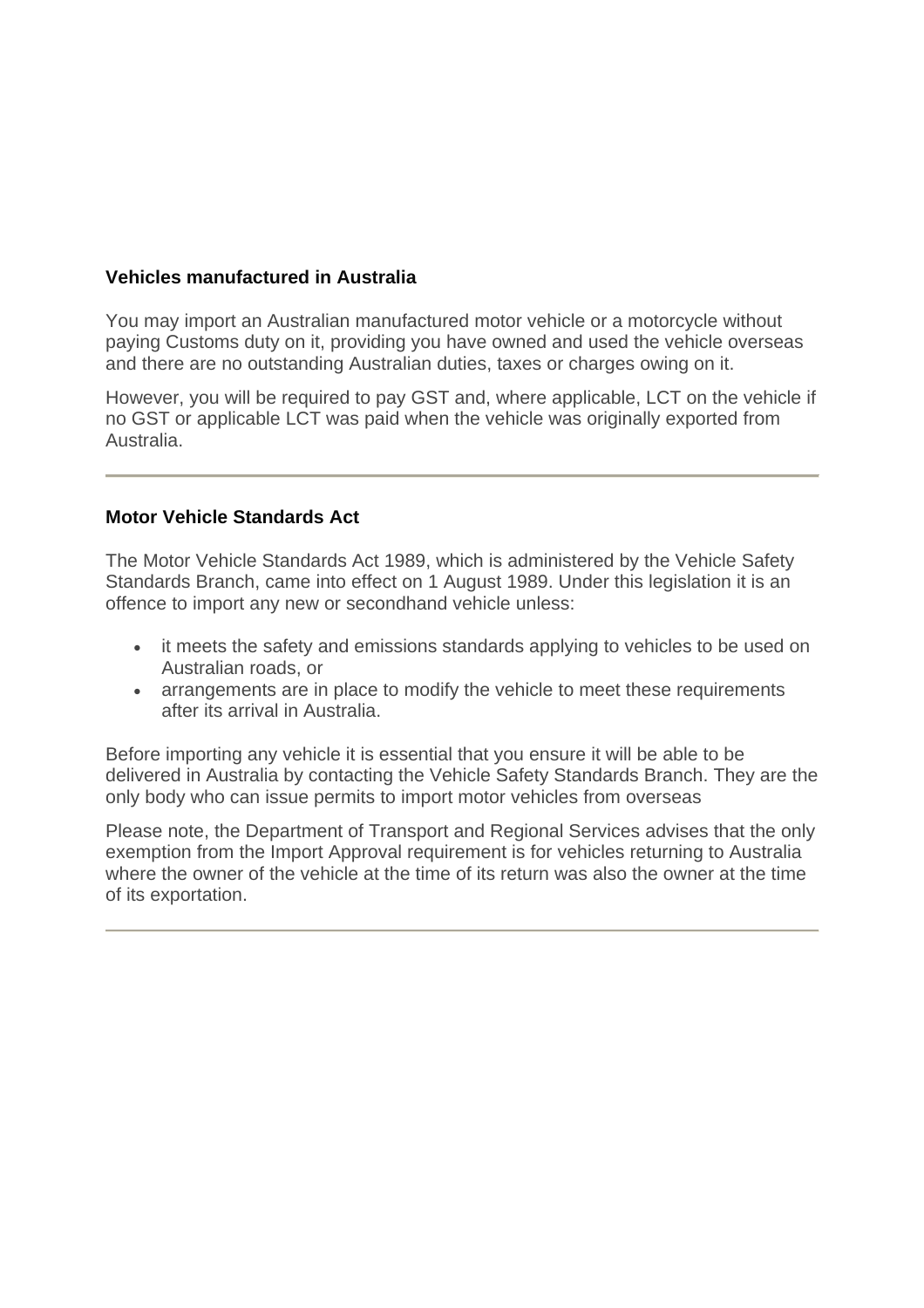### Vehicles manufactured in Australia

You may import an Australian manufactured motor vehicle or a motorcycle without paying Customs duty on it, providing you have owned and used the vehicle overseas and there are no outstanding Australian duties, taxes or charges owing on it.

However, you will be required to pay GST and, where applicable, LCT on the vehicle if no GST or applicable LCT was paid when the vehicle was originally exported from Australia.

---

### Motor Vehicle Standards Act

The Motor Vehicle Standards Act 1989, which is administered by the Vehicle Safety Standards Branch, came into effect on 1 August 1989. Under this legislation it is an offence to import any new or secondhand vehicle unless:

- it meets the safety and emissions standards applying to vehicles to be used on Australian roads, or
- arrangements are in place to modify the vehicle to meet these requirements after its arrival in Australia.

Before importing any vehicle it is essential that you ensure it will be able to be delivered in Australia by contacting the Vehicle Safety Standards Branch. They are the only body who can issue permits to import motor vehicles from overseas

Please note, the Department of Transport and Regional Services advises that the only exemption from the Import Approval requirement is for vehicles returning to Australia where the owner of the vehicle at the time of its return was also the owner at the time of its exportation.

---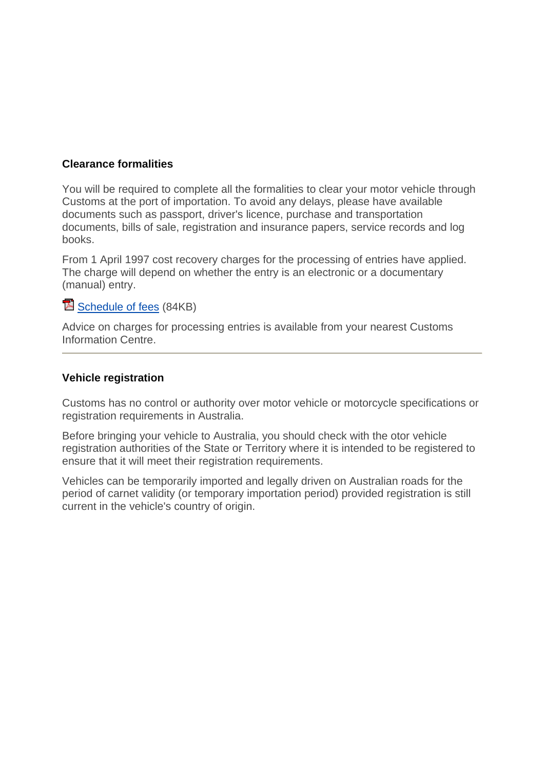**Clearance formalities**

You will be required to complete all the formalities to clear your motor vehicle through Customs at the port of importation. To avoid any delays, please have available documents such as passport, driver's licence, purchase and transportation documents, bills of sale, registration and insurance papers, service records and log books.

From 1 April 1997 cost recovery charges for the processing of entries have applied. The charge will depend on whether the entry is an electronic or a documentary (manual) entry.

Schedule of fees (84KB)

Advice on charges for processing entries is available from your nearest Customs Information Centre.

---

**Vehicle registration**

Customs has no control or authority over motor vehicle or motorcycle specifications or registration requirements in Australia.

Before bringing your vehicle to Australia, you should check with the otor vehicle registration authorities of the State or Territory where it is intended to be registered to ensure that it will meet their registration requirements.

Vehicles can be temporarily imported and legally driven on Australian roads for the period of carnet validity (or temporary importation period) provided registration is still current in the vehicle's country of origin.